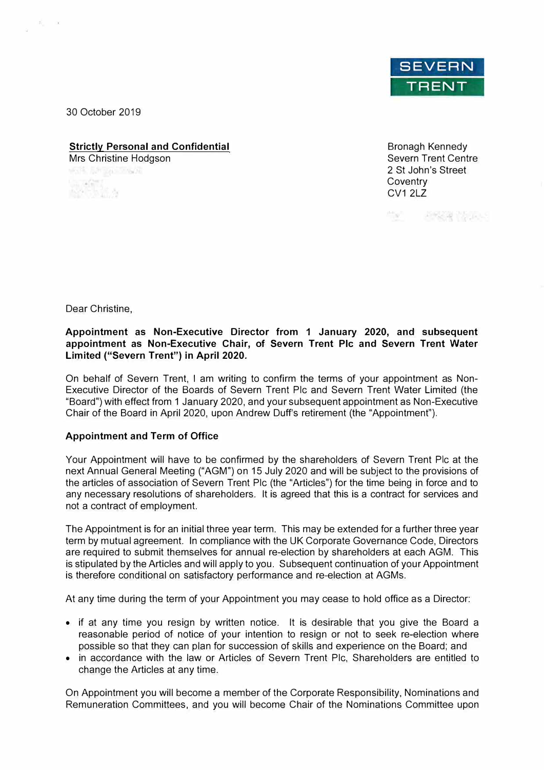SEVERN TRENT

30 October 2019

**Strictly Personal and Confidential**
Mrs Christine Hodgson

Bronagh Kennedy
Severn Trent Centre
2 St John's Street
Coventry
CV1 2LZ

Dear Christine,

**Appointment as Non-Executive Director from 1 January 2020, and subsequent appointment as Non-Executive Chair, of Severn Trent Plc and Severn Trent Water Limited ("Severn Trent") in April 2020.**

On behalf of Severn Trent, I am writing to confirm the terms of your appointment as Non-Executive Director of the Boards of Severn Trent Plc and Severn Trent Water Limited (the "Board") with effect from 1 January 2020, and your subsequent appointment as Non-Executive Chair of the Board in April 2020, upon Andrew Duff's retirement (the "Appointment").

**Appointment and Term of Office**

Your Appointment will have to be confirmed by the shareholders of Severn Trent Plc at the next Annual General Meeting ("AGM") on 15 July 2020 and will be subject to the provisions of the articles of association of Severn Trent Plc (the "Articles") for the time being in force and to any necessary resolutions of shareholders. It is agreed that this is a contract for services and not a contract of employment.

The Appointment is for an initial three year term. This may be extended for a further three year term by mutual agreement. In compliance with the UK Corporate Governance Code, Directors are required to submit themselves for annual re-election by shareholders at each AGM. This is stipulated by the Articles and will apply to you. Subsequent continuation of your Appointment is therefore conditional on satisfactory performance and re-election at AGMs.

At any time during the term of your Appointment you may cease to hold office as a Director:

- if at any time you resign by written notice. It is desirable that you give the Board a reasonable period of notice of your intention to resign or not to seek re-election where possible so that they can plan for succession of skills and experience on the Board; and
- in accordance with the law or Articles of Severn Trent Plc, Shareholders are entitled to change the Articles at any time.

On Appointment you will become a member of the Corporate Responsibility, Nominations and Remuneration Committees, and you will become Chair of the Nominations Committee upon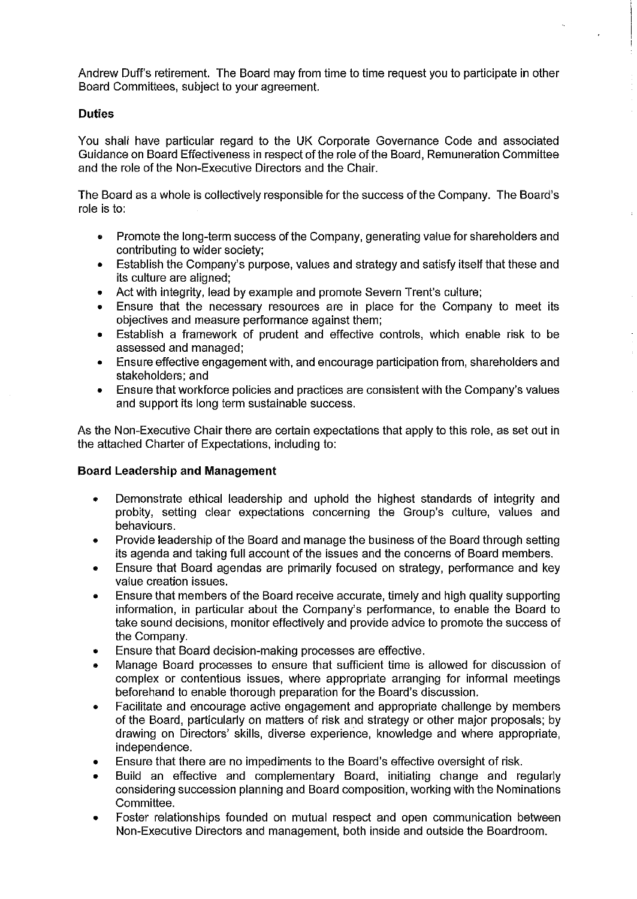Andrew Duff's retirement. The Board may from time to time request you to participate in other Board Committees, subject to your agreement.

**Duties**

You shall have particular regard to the UK Corporate Governance Code and associated Guidance on Board Effectiveness in respect of the role of the Board, Remuneration Committee and the role of the Non-Executive Directors and the Chair.

The Board as a whole is collectively responsible for the success of the Company. The Board's role is to:

- Promote the long-term success of the Company, generating value for shareholders and contributing to wider society;
- Establish the Company's purpose, values and strategy and satisfy itself that these and its culture are aligned;
- Act with integrity, lead by example and promote Severn Trent's culture;
- Ensure that the necessary resources are in place for the Company to meet its objectives and measure performance against them;
- Establish a framework of prudent and effective controls, which enable risk to be assessed and managed;
- Ensure effective engagement with, and encourage participation from, shareholders and stakeholders; and
- Ensure that workforce policies and practices are consistent with the Company's values and support its long term sustainable success.

As the Non-Executive Chair there are certain expectations that apply to this role, as set out in the attached Charter of Expectations, including to:

**Board Leadership and Management**

- Demonstrate ethical leadership and uphold the highest standards of integrity and probity, setting clear expectations concerning the Group's culture, values and behaviours.
- Provide leadership of the Board and manage the business of the Board through setting its agenda and taking full account of the issues and the concerns of Board members.
- Ensure that Board agendas are primarily focused on strategy, performance and key value creation issues.
- Ensure that members of the Board receive accurate, timely and high quality supporting information, in particular about the Company's performance, to enable the Board to take sound decisions, monitor effectively and provide advice to promote the success of the Company.
- Ensure that Board decision-making processes are effective.
- Manage Board processes to ensure that sufficient time is allowed for discussion of complex or contentious issues, where appropriate arranging for informal meetings beforehand to enable thorough preparation for the Board's discussion.
- Facilitate and encourage active engagement and appropriate challenge by members of the Board, particularly on matters of risk and strategy or other major proposals; by drawing on Directors' skills, diverse experience, knowledge and where appropriate, independence.
- Ensure that there are no impediments to the Board's effective oversight of risk.
- Build an effective and complementary Board, initiating change and regularly considering succession planning and Board composition, working with the Nominations Committee.
- Foster relationships founded on mutual respect and open communication between Non-Executive Directors and management, both inside and outside the Boardroom.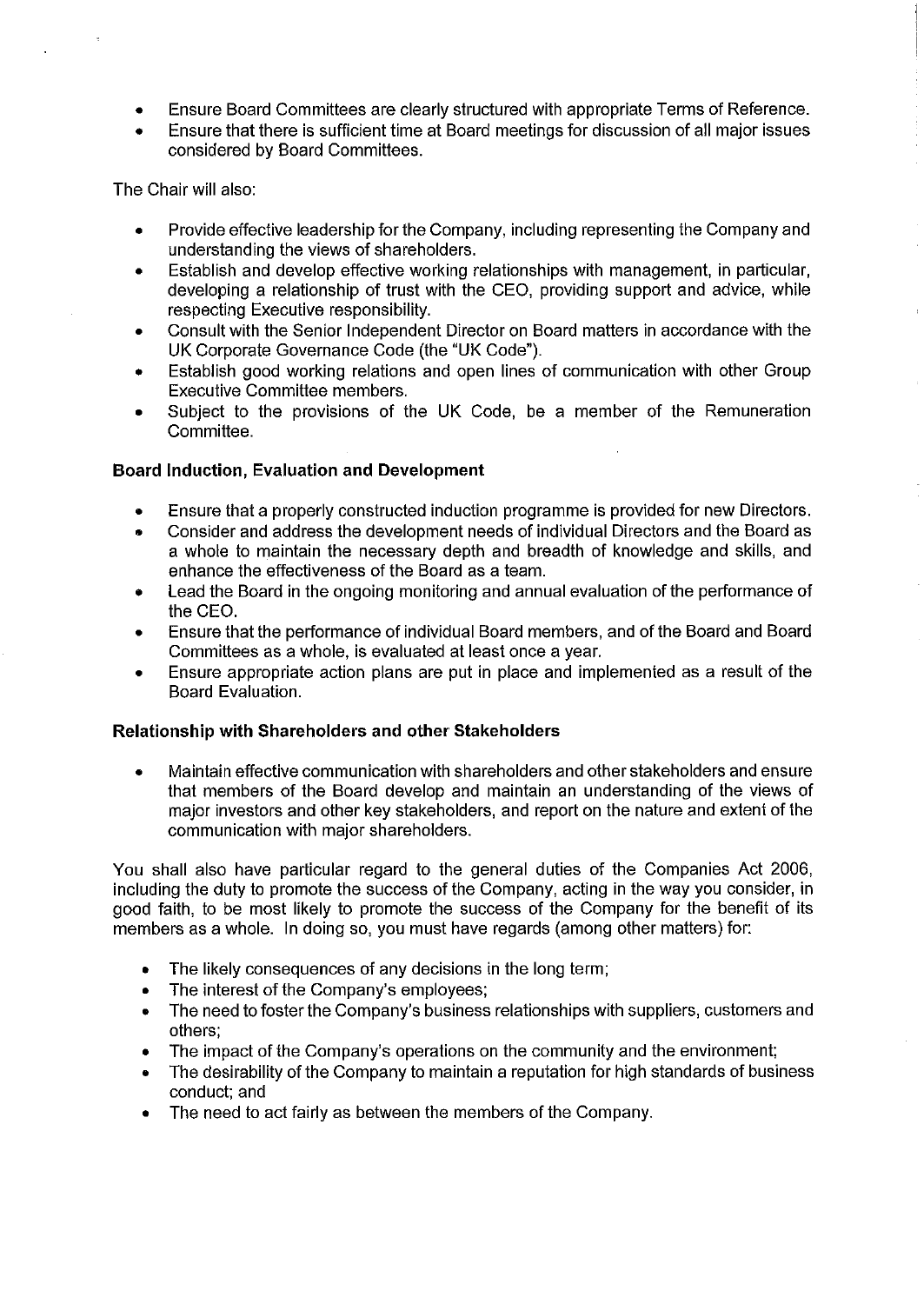- Ensure Board Committees are clearly structured with appropriate Terms of Reference.
- Ensure that there is sufficient time at Board meetings for discussion of all major issues considered by Board Committees.

The Chair will also:

- Provide effective leadership for the Company, including representing the Company and understanding the views of shareholders.
- Establish and develop effective working relationships with management, in particular, developing a relationship of trust with the CEO, providing support and advice, while respecting Executive responsibility.
- Consult with the Senior Independent Director on Board matters in accordance with the UK Corporate Governance Code (the "UK Code").
- Establish good working relations and open lines of communication with other Group Executive Committee members.
- Subject to the provisions of the UK Code, be a member of the Remuneration Committee.

**Board Induction, Evaluation and Development**

- Ensure that a properly constructed induction programme is provided for new Directors.
- Consider and address the development needs of individual Directors and the Board as a whole to maintain the necessary depth and breadth of knowledge and skills, and enhance the effectiveness of the Board as a team.
- Lead the Board in the ongoing monitoring and annual evaluation of the performance of the CEO.
- Ensure that the performance of individual Board members, and of the Board and Board Committees as a whole, is evaluated at least once a year.
- Ensure appropriate action plans are put in place and implemented as a result of the Board Evaluation.

**Relationship with Shareholders and other Stakeholders**

- Maintain effective communication with shareholders and other stakeholders and ensure that members of the Board develop and maintain an understanding of the views of major investors and other key stakeholders, and report on the nature and extent of the communication with major shareholders.

You shall also have particular regard to the general duties of the Companies Act 2006, including the duty to promote the success of the Company, acting in the way you consider, in good faith, to be most likely to promote the success of the Company for the benefit of its members as a whole. In doing so, you must have regards (among other matters) for:

- The likely consequences of any decisions in the long term;
- The interest of the Company's employees;
- The need to foster the Company's business relationships with suppliers, customers and others;
- The impact of the Company's operations on the community and the environment;
- The desirability of the Company to maintain a reputation for high standards of business conduct; and
- The need to act fairly as between the members of the Company.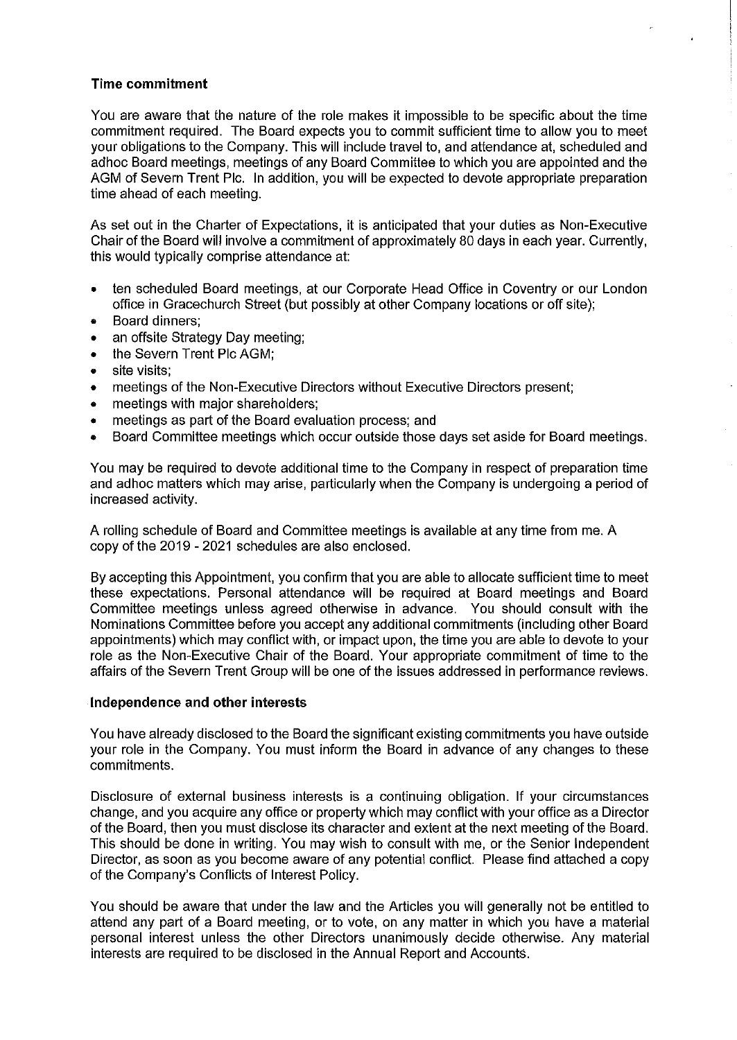**Time commitment**

You are aware that the nature of the role makes it impossible to be specific about the time commitment required. The Board expects you to commit sufficient time to allow you to meet your obligations to the Company. This will include travel to, and attendance at, scheduled and adhoc Board meetings, meetings of any Board Committee to which you are appointed and the AGM of Severn Trent Plc. In addition, you will be expected to devote appropriate preparation time ahead of each meeting.

As set out in the Charter of Expectations, it is anticipated that your duties as Non-Executive Chair of the Board will involve a commitment of approximately 80 days in each year. Currently, this would typically comprise attendance at:

- ten scheduled Board meetings, at our Corporate Head Office in Coventry or our London office in Gracechurch Street (but possibly at other Company locations or off site);
- Board dinners;
- an offsite Strategy Day meeting;
- the Severn Trent Plc AGM;
- site visits;
- meetings of the Non-Executive Directors without Executive Directors present;
- meetings with major shareholders;
- meetings as part of the Board evaluation process; and
- Board Committee meetings which occur outside those days set aside for Board meetings.

You may be required to devote additional time to the Company in respect of preparation time and adhoc matters which may arise, particularly when the Company is undergoing a period of increased activity.

A rolling schedule of Board and Committee meetings is available at any time from me. A copy of the 2019 - 2021 schedules are also enclosed.

By accepting this Appointment, you confirm that you are able to allocate sufficient time to meet these expectations. Personal attendance will be required at Board meetings and Board Committee meetings unless agreed otherwise in advance. You should consult with the Nominations Committee before you accept any additional commitments (including other Board appointments) which may conflict with, or impact upon, the time you are able to devote to your role as the Non-Executive Chair of the Board. Your appropriate commitment of time to the affairs of the Severn Trent Group will be one of the issues addressed in performance reviews.

**Independence and other interests**

You have already disclosed to the Board the significant existing commitments you have outside your role in the Company. You must inform the Board in advance of any changes to these commitments.

Disclosure of external business interests is a continuing obligation. If your circumstances change, and you acquire any office or property which may conflict with your office as a Director of the Board, then you must disclose its character and extent at the next meeting of the Board. This should be done in writing. You may wish to consult with me, or the Senior Independent Director, as soon as you become aware of any potential conflict. Please find attached a copy of the Company's Conflicts of Interest Policy.

You should be aware that under the law and the Articles you will generally not be entitled to attend any part of a Board meeting, or to vote, on any matter in which you have a material personal interest unless the other Directors unanimously decide otherwise. Any material interests are required to be disclosed in the Annual Report and Accounts.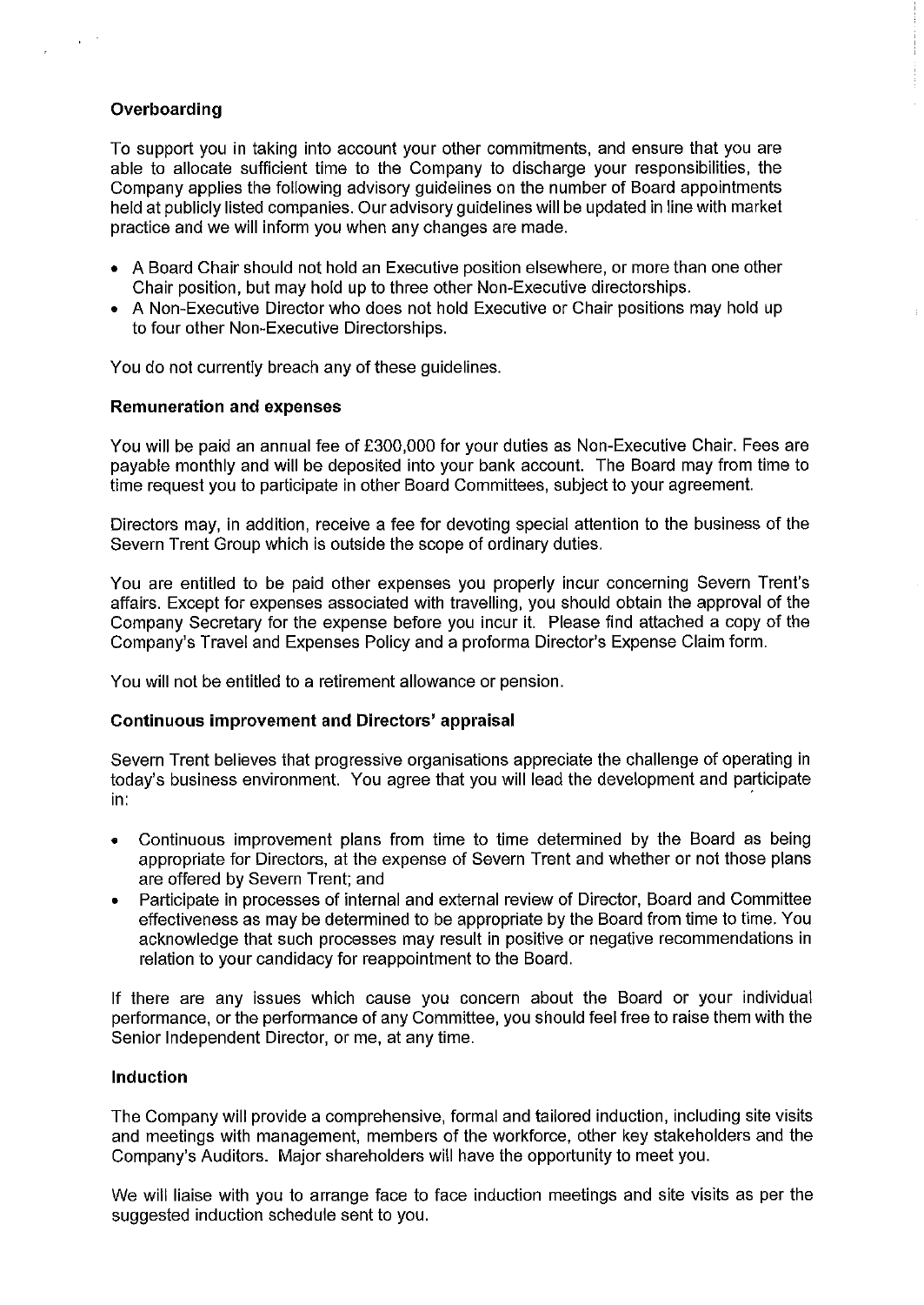**Overboarding**

To support you in taking into account your other commitments, and ensure that you are able to allocate sufficient time to the Company to discharge your responsibilities, the Company applies the following advisory guidelines on the number of Board appointments held at publicly listed companies. Our advisory guidelines will be updated in line with market practice and we will inform you when any changes are made.

- A Board Chair should not hold an Executive position elsewhere, or more than one other Chair position, but may hold up to three other Non-Executive directorships.
- A Non-Executive Director who does not hold Executive or Chair positions may hold up to four other Non-Executive Directorships.

You do not currently breach any of these guidelines.

**Remuneration and expenses**

You will be paid an annual fee of £300,000 for your duties as Non-Executive Chair. Fees are payable monthly and will be deposited into your bank account. The Board may from time to time request you to participate in other Board Committees, subject to your agreement.

Directors may, in addition, receive a fee for devoting special attention to the business of the Severn Trent Group which is outside the scope of ordinary duties.

You are entitled to be paid other expenses you properly incur concerning Severn Trent's affairs. Except for expenses associated with travelling, you should obtain the approval of the Company Secretary for the expense before you incur it. Please find attached a copy of the Company's Travel and Expenses Policy and a proforma Director's Expense Claim form.

You will not be entitled to a retirement allowance or pension.

**Continuous improvement and Directors' appraisal**

Severn Trent believes that progressive organisations appreciate the challenge of operating in today's business environment. You agree that you will lead the development and participate in:

- Continuous improvement plans from time to time determined by the Board as being appropriate for Directors, at the expense of Severn Trent and whether or not those plans are offered by Severn Trent; and
- Participate in processes of internal and external review of Director, Board and Committee effectiveness as may be determined to be appropriate by the Board from time to time. You acknowledge that such processes may result in positive or negative recommendations in relation to your candidacy for reappointment to the Board.

If there are any issues which cause you concern about the Board or your individual performance, or the performance of any Committee, you should feel free to raise them with the Senior Independent Director, or me, at any time.

**Induction**

The Company will provide a comprehensive, formal and tailored induction, including site visits and meetings with management, members of the workforce, other key stakeholders and the Company's Auditors. Major shareholders will have the opportunity to meet you.

We will liaise with you to arrange face to face induction meetings and site visits as per the suggested induction schedule sent to you.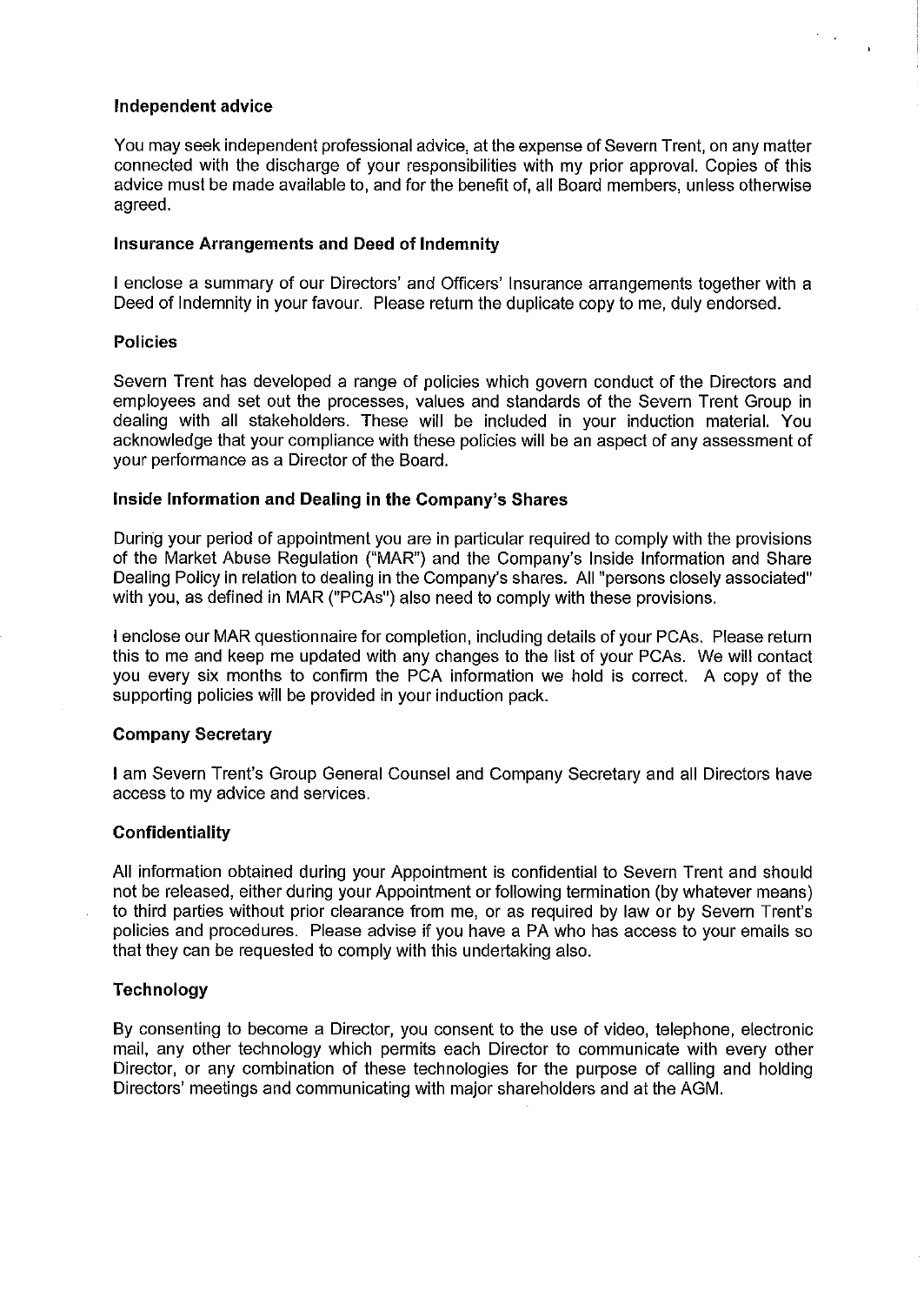**Independent advice**

You may seek independent professional advice, at the expense of Severn Trent, on any matter connected with the discharge of your responsibilities with my prior approval. Copies of this advice must be made available to, and for the benefit of, all Board members, unless otherwise agreed.

**Insurance Arrangements and Deed of Indemnity**

I enclose a summary of our Directors' and Officers' Insurance arrangements together with a Deed of Indemnity in your favour. Please return the duplicate copy to me, duly endorsed.

**Policies**

Severn Trent has developed a range of policies which govern conduct of the Directors and employees and set out the processes, values and standards of the Severn Trent Group in dealing with all stakeholders. These will be included in your induction material. You acknowledge that your compliance with these policies will be an aspect of any assessment of your performance as a Director of the Board.

**Inside Information and Dealing in the Company's Shares**

During your period of appointment you are in particular required to comply with the provisions of the Market Abuse Regulation ("MAR") and the Company's Inside Information and Share Dealing Policy in relation to dealing in the Company's shares. All "persons closely associated" with you, as defined in MAR ("PCAs") also need to comply with these provisions.

I enclose our MAR questionnaire for completion, including details of your PCAs. Please return this to me and keep me updated with any changes to the list of your PCAs. We will contact you every six months to confirm the PCA information we hold is correct. A copy of the supporting policies will be provided in your induction pack.

**Company Secretary**

I am Severn Trent's Group General Counsel and Company Secretary and all Directors have access to my advice and services.

**Confidentiality**

All information obtained during your Appointment is confidential to Severn Trent and should not be released, either during your Appointment or following termination (by whatever means) to third parties without prior clearance from me, or as required by law or by Severn Trent's policies and procedures. Please advise if you have a PA who has access to your emails so that they can be requested to comply with this undertaking also.

**Technology**

By consenting to become a Director, you consent to the use of video, telephone, electronic mail, any other technology which permits each Director to communicate with every other Director, or any combination of these technologies for the purpose of calling and holding Directors' meetings and communicating with major shareholders and at the AGM.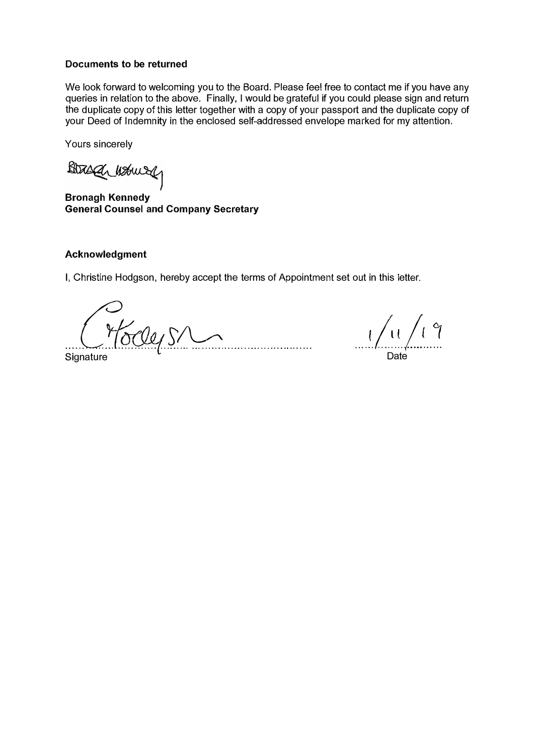**Documents to be returned**

We look forward to welcoming you to the Board. Please feel free to contact me if you have any queries in relation to the above. Finally, I would be grateful if you could please sign and return the duplicate copy of this letter together with a copy of your passport and the duplicate copy of your Deed of Indemnity in the enclosed self-addressed envelope marked for my attention.

Yours sincerely

**Bronagh Kennedy**
**General Counsel and Company Secretary**

**Acknowledgment**

I, Christine Hodgson, hereby accept the terms of Appointment set out in this letter.

Signature ............................................................

Date 1/11/19